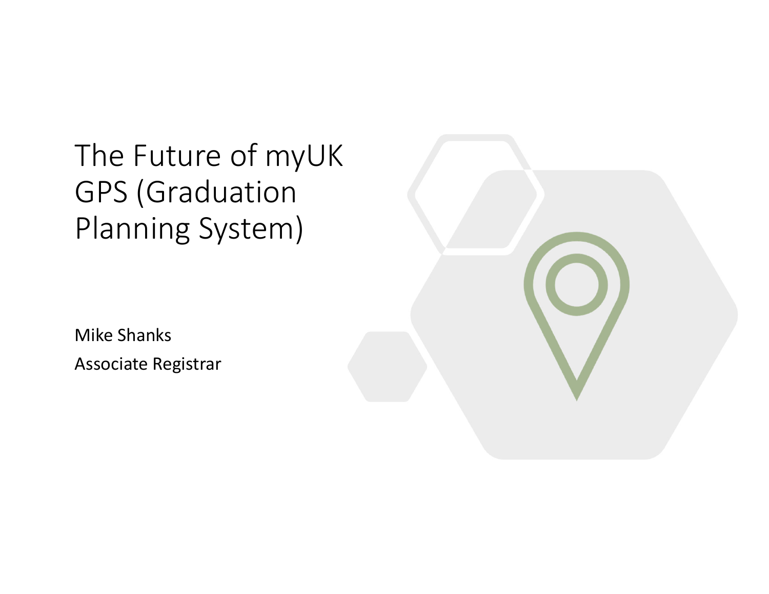# The Future of myUK GPS (Graduation Planning System)

Mike Shanks

Associate Registrar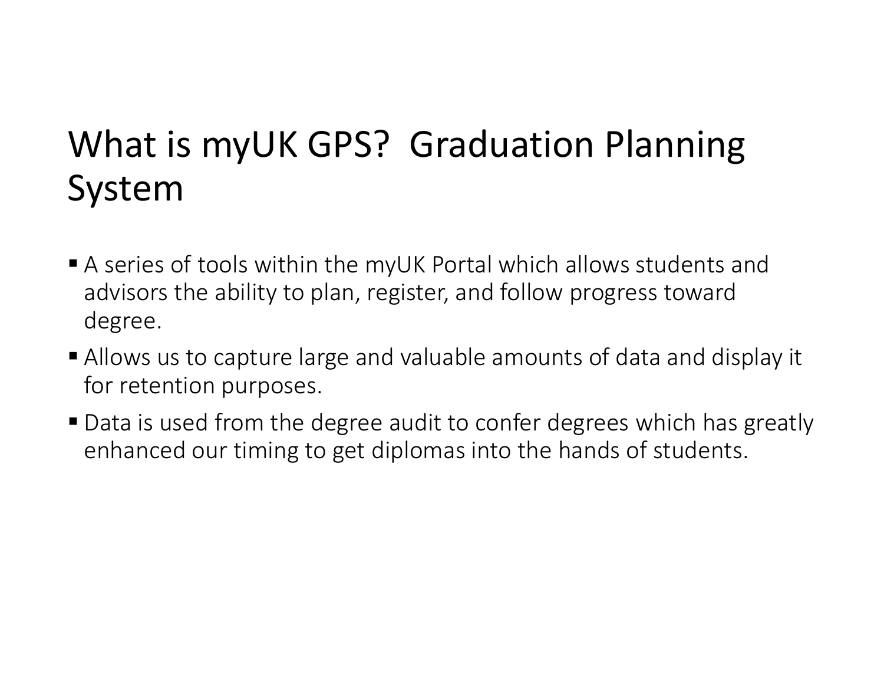# What is myUK GPS? Graduation Planning System

- A series of tools within the myUK Portal which allows students and advisors the ability to plan, register, and follow progress toward degree.
- Allows us to capture large and valuable amounts of data and display it for retention purposes.
- Data is used from the degree audit to confer degrees which has greatly enhanced our timing to get diplomas into the hands of students.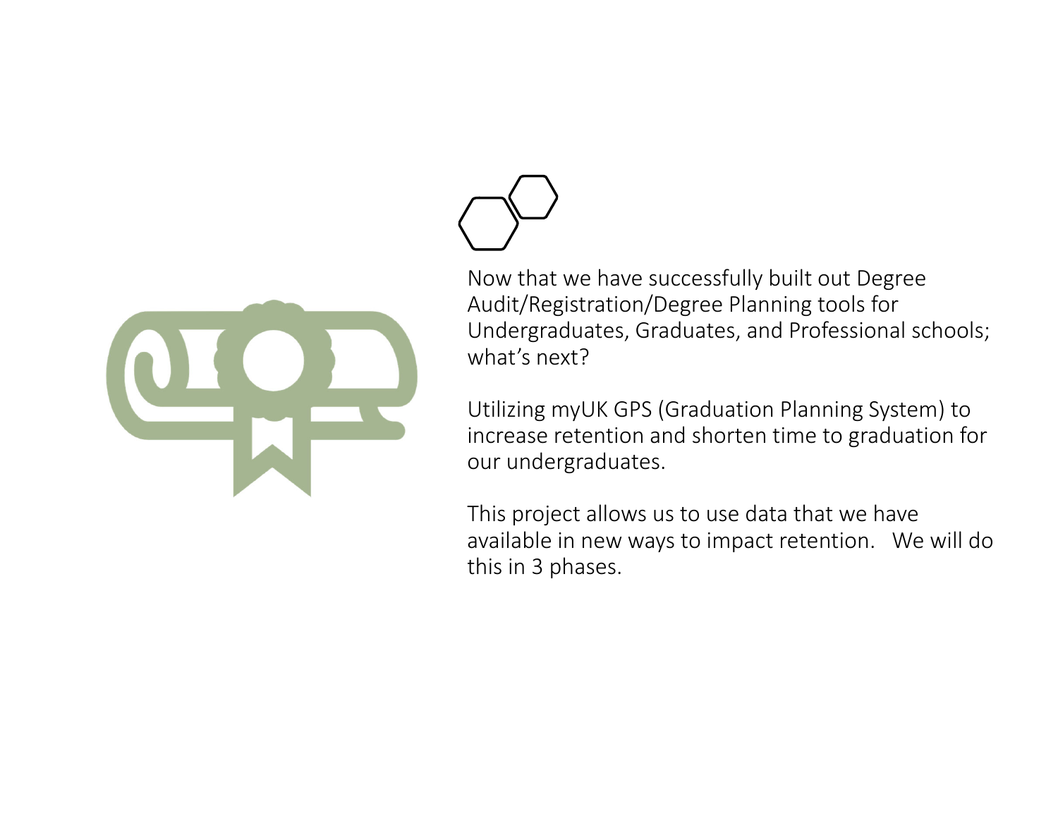Now that we have successfully built out Degree Audit/Registration/Degree Planning tools for Undergraduates, Graduates, and Professional schools; what's next?

Utilizing myUK GPS (Graduation Planning System) to increase retention and shorten time to graduation for our undergraduates.

This project allows us to use data that we have available in new ways to impact retention. We will do this in 3 phases.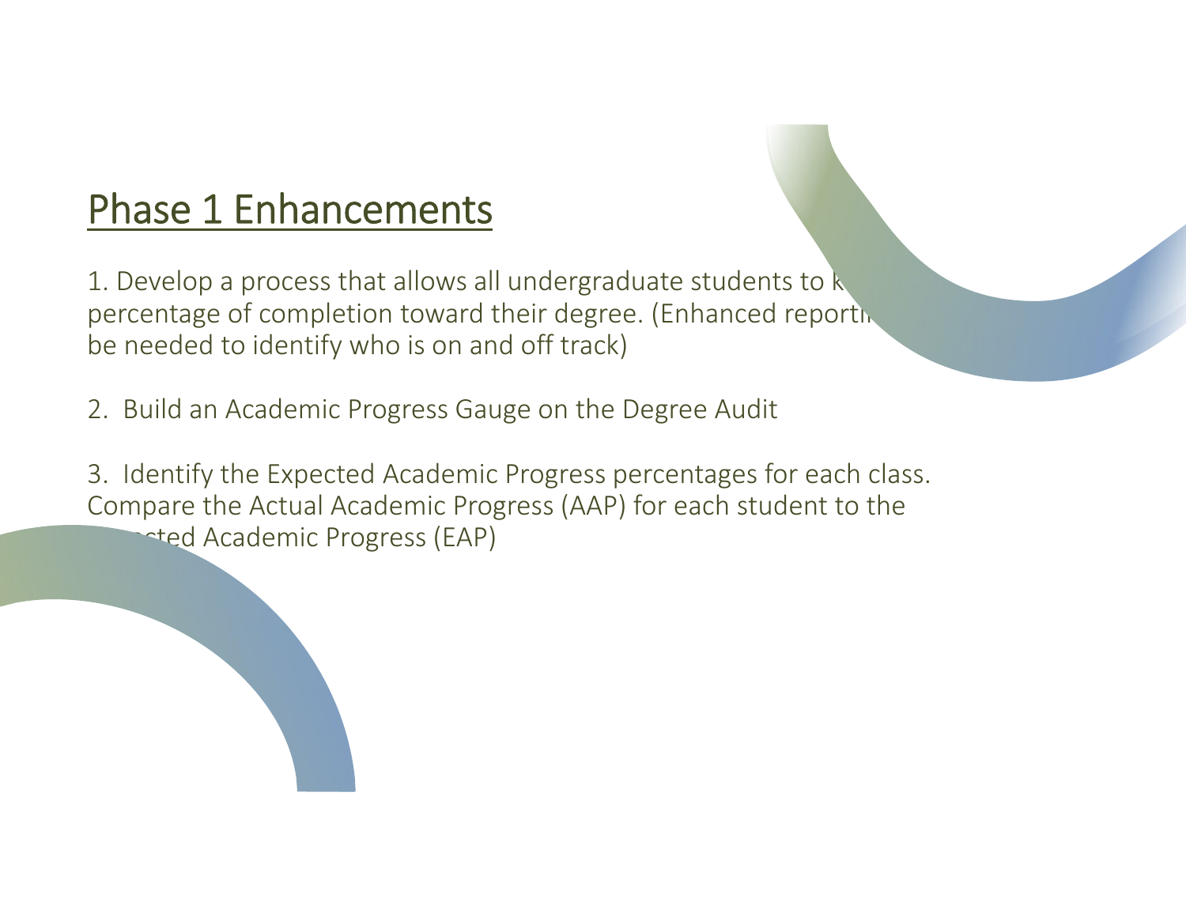## Phase 1 Enhancements

1. Develop a process that allows all undergraduate students to k percentage of completion toward their degree. (Enhanced reporti be needed to identify who is on and off track)

2. Build an Academic Progress Gauge on the Degree Audit

3. Identify the Expected Academic Progress percentages for each class. Compare the Actual Academic Progress (AAP) for each student to the cted Academic Progress (EAP)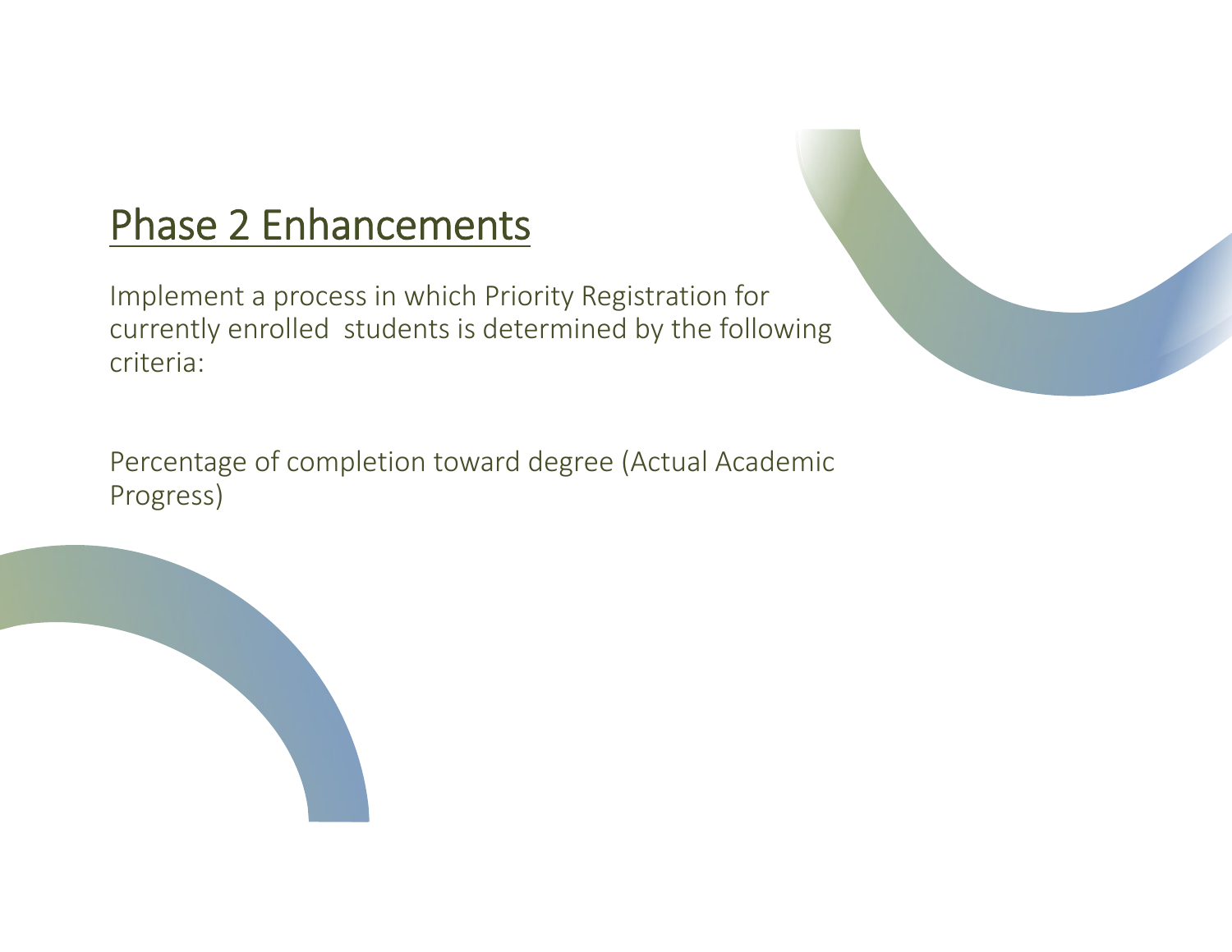# Phase 2 Enhancements

Implement a process in which Priority Registration for currently enrolled students is determined by the following criteria:

Percentage of completion toward degree (Actual Academic Progress)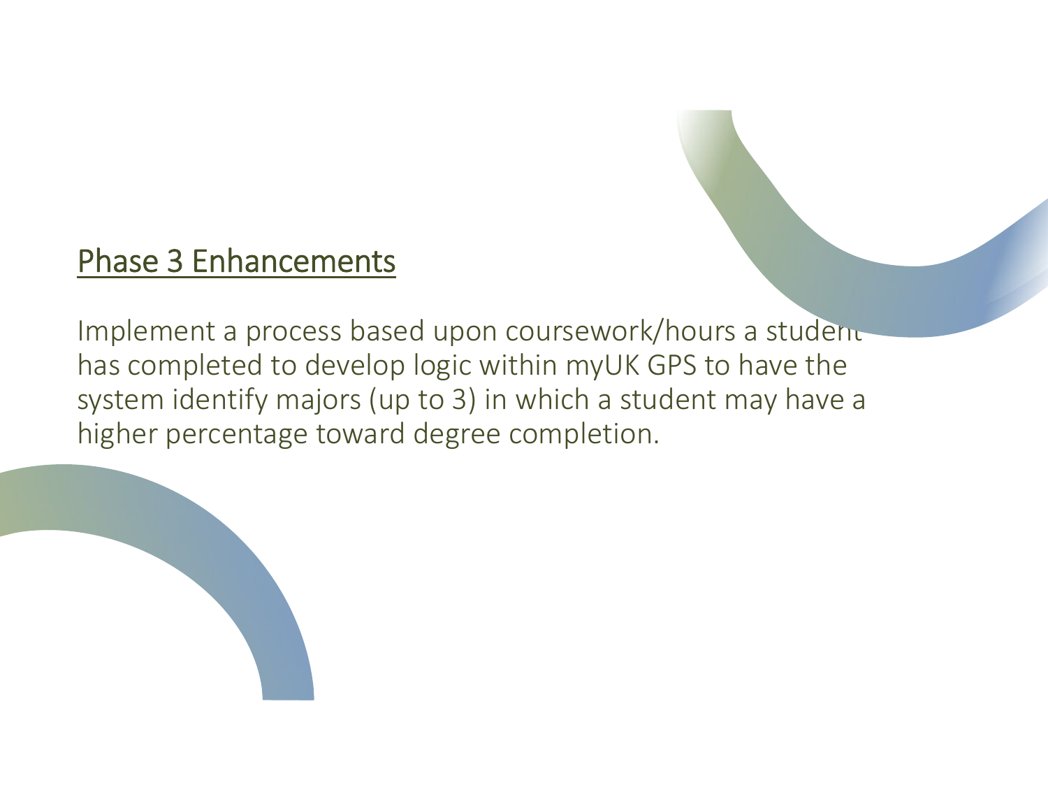## Phase 3 Enhancements

Implement a process based upon coursework/hours a student has completed to develop logic within myUK GPS to have the system identify majors (up to 3) in which a student may have a higher percentage toward degree completion.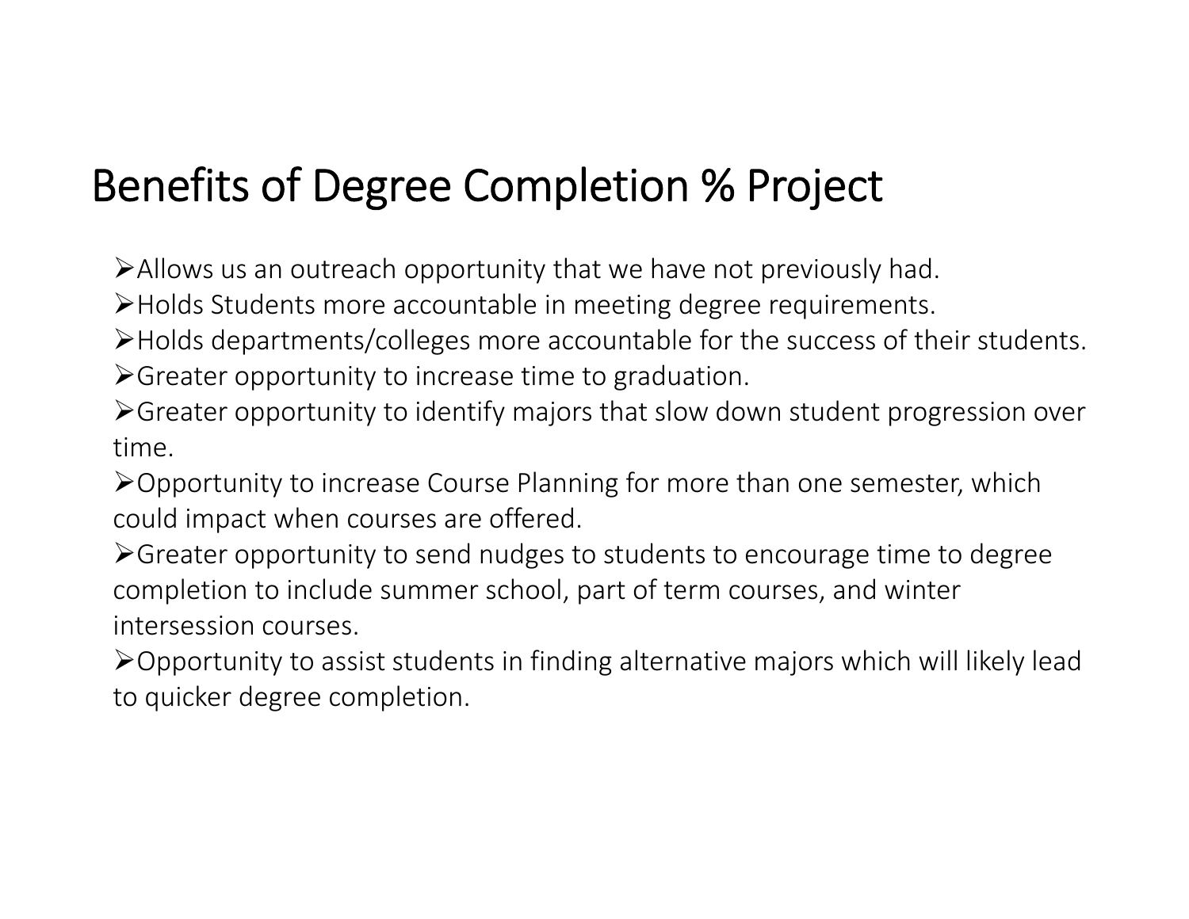# Benefits of Degree Completion % Project

- Allows us an outreach opportunity that we have not previously had.
- Holds Students more accountable in meeting degree requirements.
- Holds departments/colleges more accountable for the success of their students.
- Greater opportunity to increase time to graduation.
- Greater opportunity to identify majors that slow down student progression over time.
- Opportunity to increase Course Planning for more than one semester, which could impact when courses are offered.
- Greater opportunity to send nudges to students to encourage time to degree completion to include summer school, part of term courses, and winter intersession courses.
- Opportunity to assist students in finding alternative majors which will likely lead to quicker degree completion.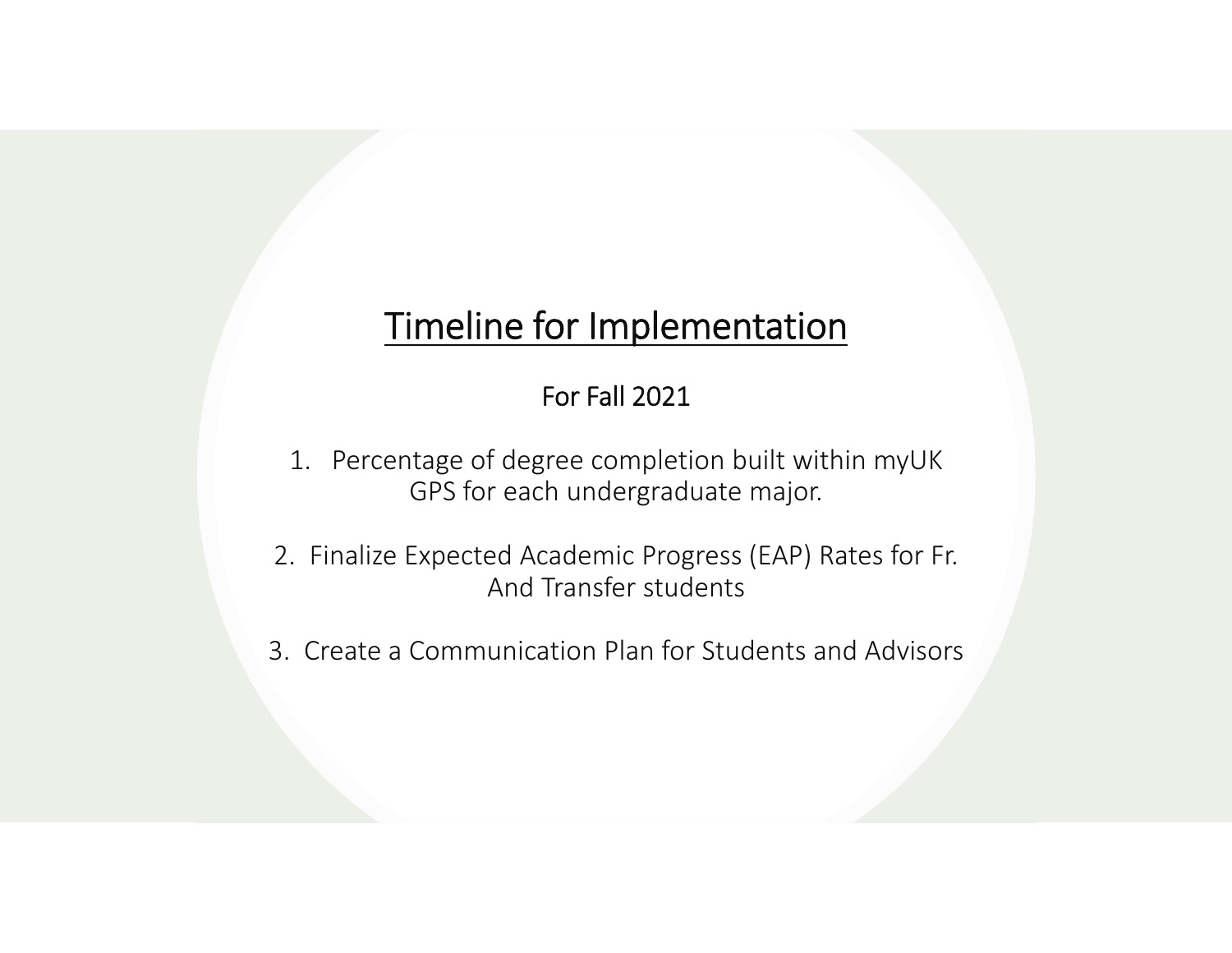# Timeline for Implementation

For Fall 2021

1. Percentage of degree completion built within myUK GPS for each undergraduate major.
2. Finalize Expected Academic Progress (EAP) Rates for Fr. And Transfer students
3. Create a Communication Plan for Students and Advisors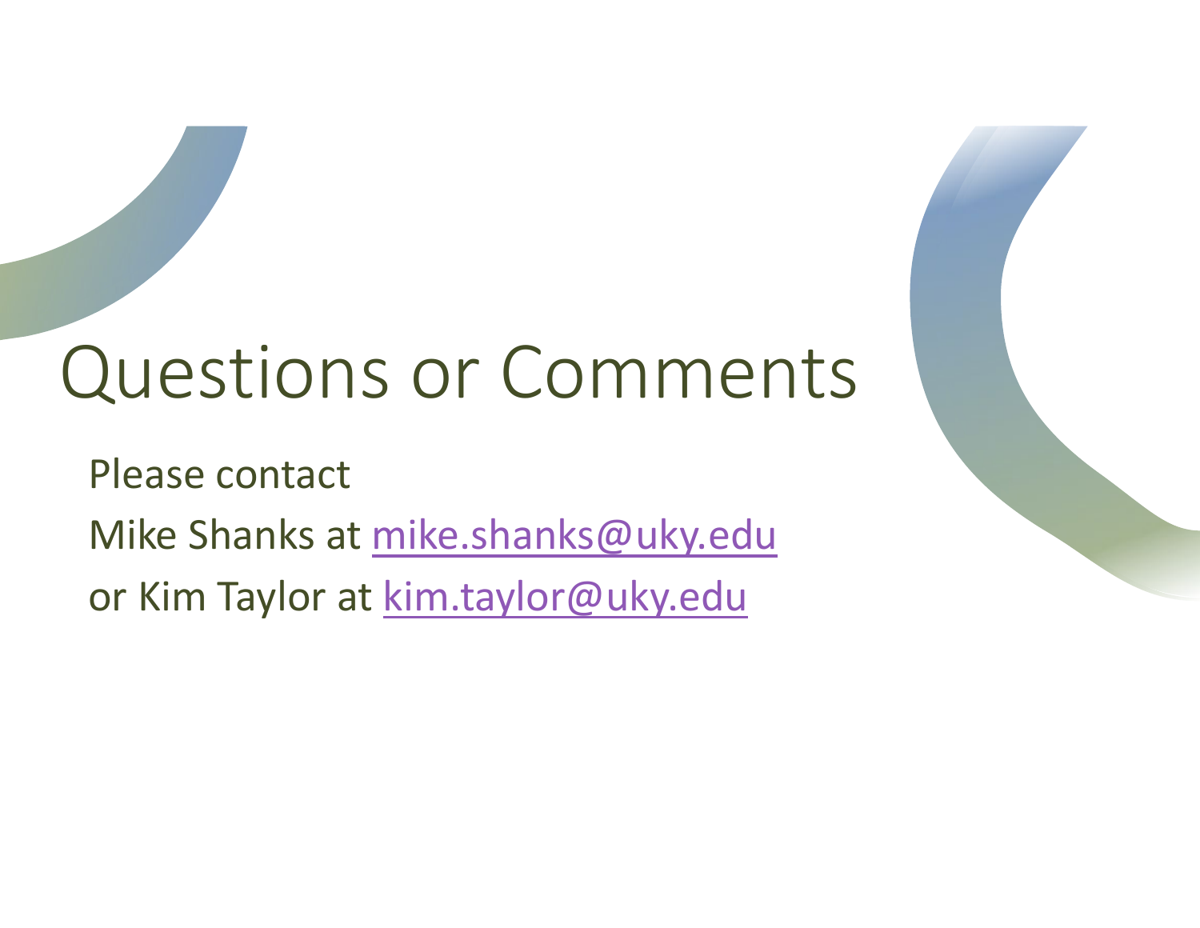# Questions or Comments

Please contact

Mike Shanks at mike.shanks@uky.edu

or Kim Taylor at kim.taylor@uky.edu